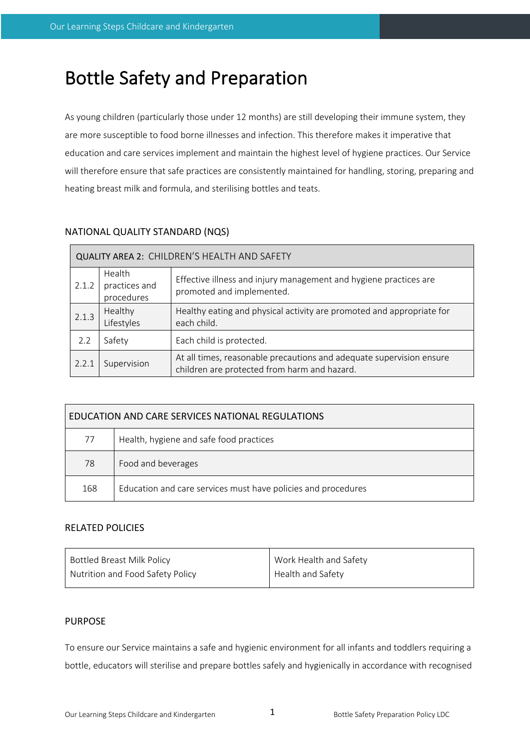# Bottle Safety and Preparation

As young children (particularly those under 12 months) are still developing their immune system, they are more susceptible to food borne illnesses and infection. This therefore makes it imperative that education and care services implement and maintain the highest level of hygiene practices. Our Service will therefore ensure that safe practices are consistently maintained for handling, storing, preparing and heating breast milk and formula, and sterilising bottles and teats.

## NATIONAL QUALITY STANDARD (NQS)

| QUALITY AREA 2: CHILDREN'S HEALTH AND SAFETY | | |
|---|---|---|
| 2.1.2 | Health practices and procedures | Effective illness and injury management and hygiene practices are promoted and implemented. |
| 2.1.3 | Healthy Lifestyles | Healthy eating and physical activity are promoted and appropriate for each child. |
| 2.2 | Safety | Each child is protected. |
| 2.2.1 | Supervision | At all times, reasonable precautions and adequate supervision ensure children are protected from harm and hazard. |

| EDUCATION AND CARE SERVICES NATIONAL REGULATIONS | |
|---|---|
| 77 | Health, hygiene and safe food practices |
| 78 | Food and beverages |
| 168 | Education and care services must have policies and procedures |

## RELATED POLICIES

| | |
|---|---|
| Bottled Breast Milk Policy<br>Nutrition and Food Safety Policy | Work Health and Safety<br>Health and Safety |

## PURPOSE

To ensure our Service maintains a safe and hygienic environment for all infants and toddlers requiring a bottle, educators will sterilise and prepare bottles safely and hygienically in accordance with recognised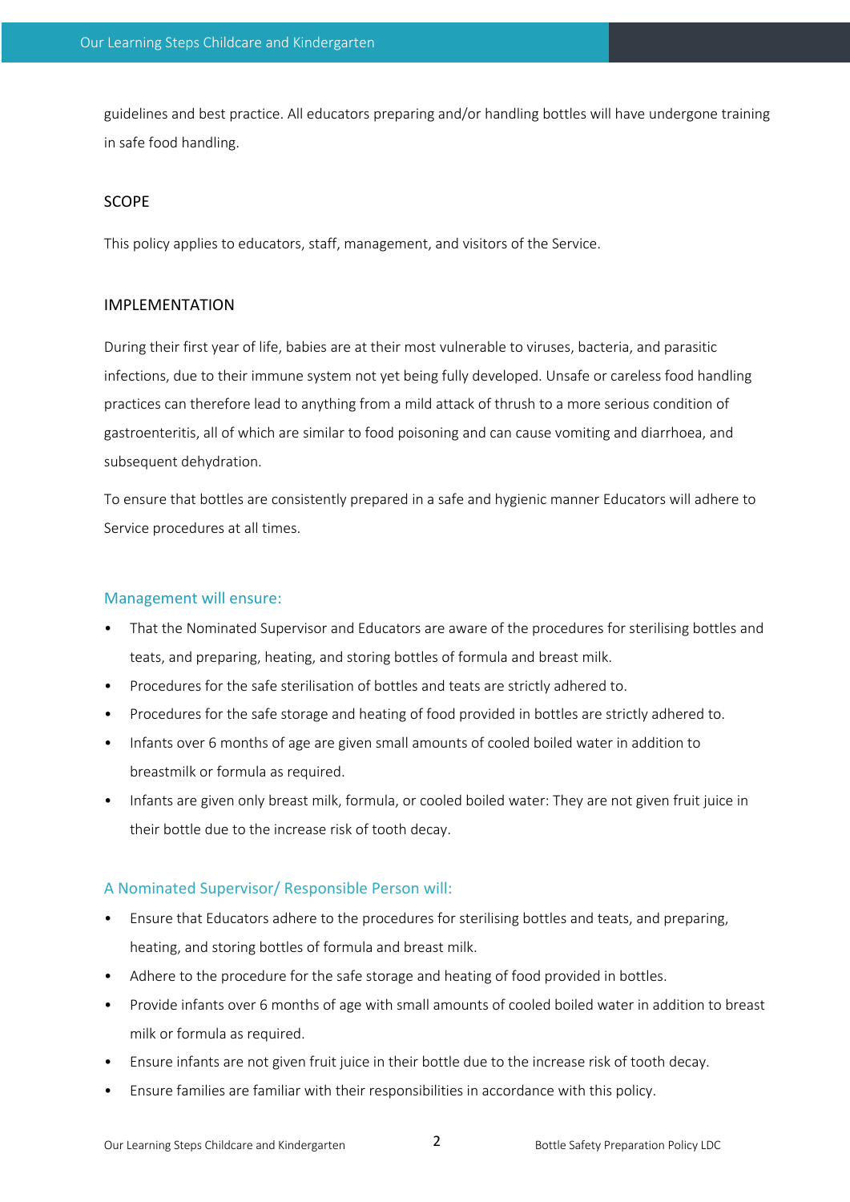guidelines and best practice. All educators preparing and/or handling bottles will have undergone training in safe food handling.

## SCOPE

This policy applies to educators, staff, management, and visitors of the Service.

## IMPLEMENTATION

During their first year of life, babies are at their most vulnerable to viruses, bacteria, and parasitic infections, due to their immune system not yet being fully developed. Unsafe or careless food handling practices can therefore lead to anything from a mild attack of thrush to a more serious condition of gastroenteritis, all of which are similar to food poisoning and can cause vomiting and diarrhoea, and subsequent dehydration.

To ensure that bottles are consistently prepared in a safe and hygienic manner Educators will adhere to Service procedures at all times.

### Management will ensure:

- That the Nominated Supervisor and Educators are aware of the procedures for sterilising bottles and teats, and preparing, heating, and storing bottles of formula and breast milk.
- Procedures for the safe sterilisation of bottles and teats are strictly adhered to.
- Procedures for the safe storage and heating of food provided in bottles are strictly adhered to.
- Infants over 6 months of age are given small amounts of cooled boiled water in addition to breastmilk or formula as required.
- Infants are given only breast milk, formula, or cooled boiled water: They are not given fruit juice in their bottle due to the increase risk of tooth decay.

### A Nominated Supervisor/ Responsible Person will:

- Ensure that Educators adhere to the procedures for sterilising bottles and teats, and preparing, heating, and storing bottles of formula and breast milk.
- Adhere to the procedure for the safe storage and heating of food provided in bottles.
- Provide infants over 6 months of age with small amounts of cooled boiled water in addition to breast milk or formula as required.
- Ensure infants are not given fruit juice in their bottle due to the increase risk of tooth decay.
- Ensure families are familiar with their responsibilities in accordance with this policy.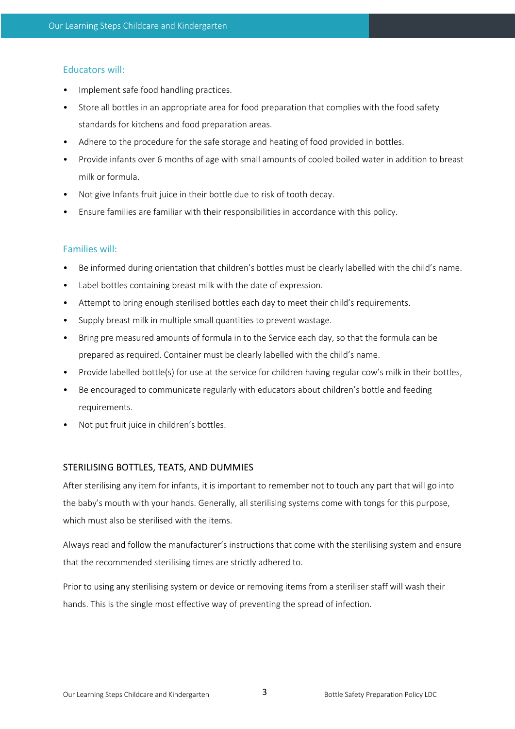### Educators will:

- Implement safe food handling practices.
- Store all bottles in an appropriate area for food preparation that complies with the food safety standards for kitchens and food preparation areas.
- Adhere to the procedure for the safe storage and heating of food provided in bottles.
- Provide infants over 6 months of age with small amounts of cooled boiled water in addition to breast milk or formula.
- Not give Infants fruit juice in their bottle due to risk of tooth decay.
- Ensure families are familiar with their responsibilities in accordance with this policy.

### Families will:

- Be informed during orientation that children's bottles must be clearly labelled with the child's name.
- Label bottles containing breast milk with the date of expression.
- Attempt to bring enough sterilised bottles each day to meet their child's requirements.
- Supply breast milk in multiple small quantities to prevent wastage.
- Bring pre measured amounts of formula in to the Service each day, so that the formula can be prepared as required. Container must be clearly labelled with the child's name.
- Provide labelled bottle(s) for use at the service for children having regular cow's milk in their bottles,
- Be encouraged to communicate regularly with educators about children's bottle and feeding requirements.
- Not put fruit juice in children's bottles.

## STERILISING BOTTLES, TEATS, AND DUMMIES

After sterilising any item for infants, it is important to remember not to touch any part that will go into the baby's mouth with your hands. Generally, all sterilising systems come with tongs for this purpose, which must also be sterilised with the items.

Always read and follow the manufacturer's instructions that come with the sterilising system and ensure that the recommended sterilising times are strictly adhered to.

Prior to using any sterilising system or device or removing items from a steriliser staff will wash their hands. This is the single most effective way of preventing the spread of infection.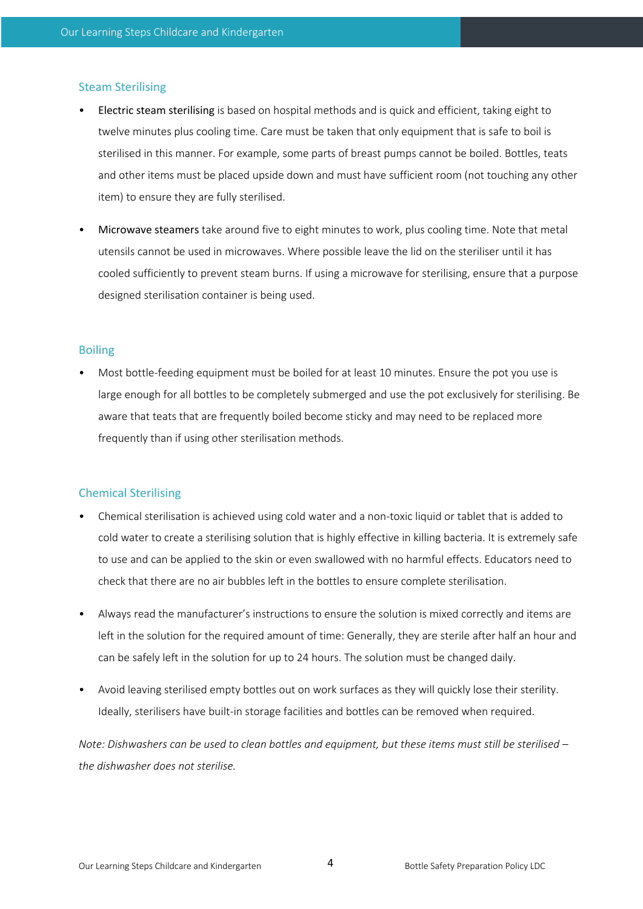### Steam Sterilising

- Electric steam sterilising is based on hospital methods and is quick and efficient, taking eight to twelve minutes plus cooling time. Care must be taken that only equipment that is safe to boil is sterilised in this manner. For example, some parts of breast pumps cannot be boiled. Bottles, teats and other items must be placed upside down and must have sufficient room (not touching any other item) to ensure they are fully sterilised.
- Microwave steamers take around five to eight minutes to work, plus cooling time. Note that metal utensils cannot be used in microwaves. Where possible leave the lid on the steriliser until it has cooled sufficiently to prevent steam burns. If using a microwave for sterilising, ensure that a purpose designed sterilisation container is being used.

### Boiling

- Most bottle-feeding equipment must be boiled for at least 10 minutes. Ensure the pot you use is large enough for all bottles to be completely submerged and use the pot exclusively for sterilising. Be aware that teats that are frequently boiled become sticky and may need to be replaced more frequently than if using other sterilisation methods.

### Chemical Sterilising

- Chemical sterilisation is achieved using cold water and a non-toxic liquid or tablet that is added to cold water to create a sterilising solution that is highly effective in killing bacteria. It is extremely safe to use and can be applied to the skin or even swallowed with no harmful effects. Educators need to check that there are no air bubbles left in the bottles to ensure complete sterilisation.
- Always read the manufacturer's instructions to ensure the solution is mixed correctly and items are left in the solution for the required amount of time: Generally, they are sterile after half an hour and can be safely left in the solution for up to 24 hours. The solution must be changed daily.
- Avoid leaving sterilised empty bottles out on work surfaces as they will quickly lose their sterility. Ideally, sterilisers have built-in storage facilities and bottles can be removed when required.

*Note: Dishwashers can be used to clean bottles and equipment, but these items must still be sterilised – the dishwasher does not sterilise.*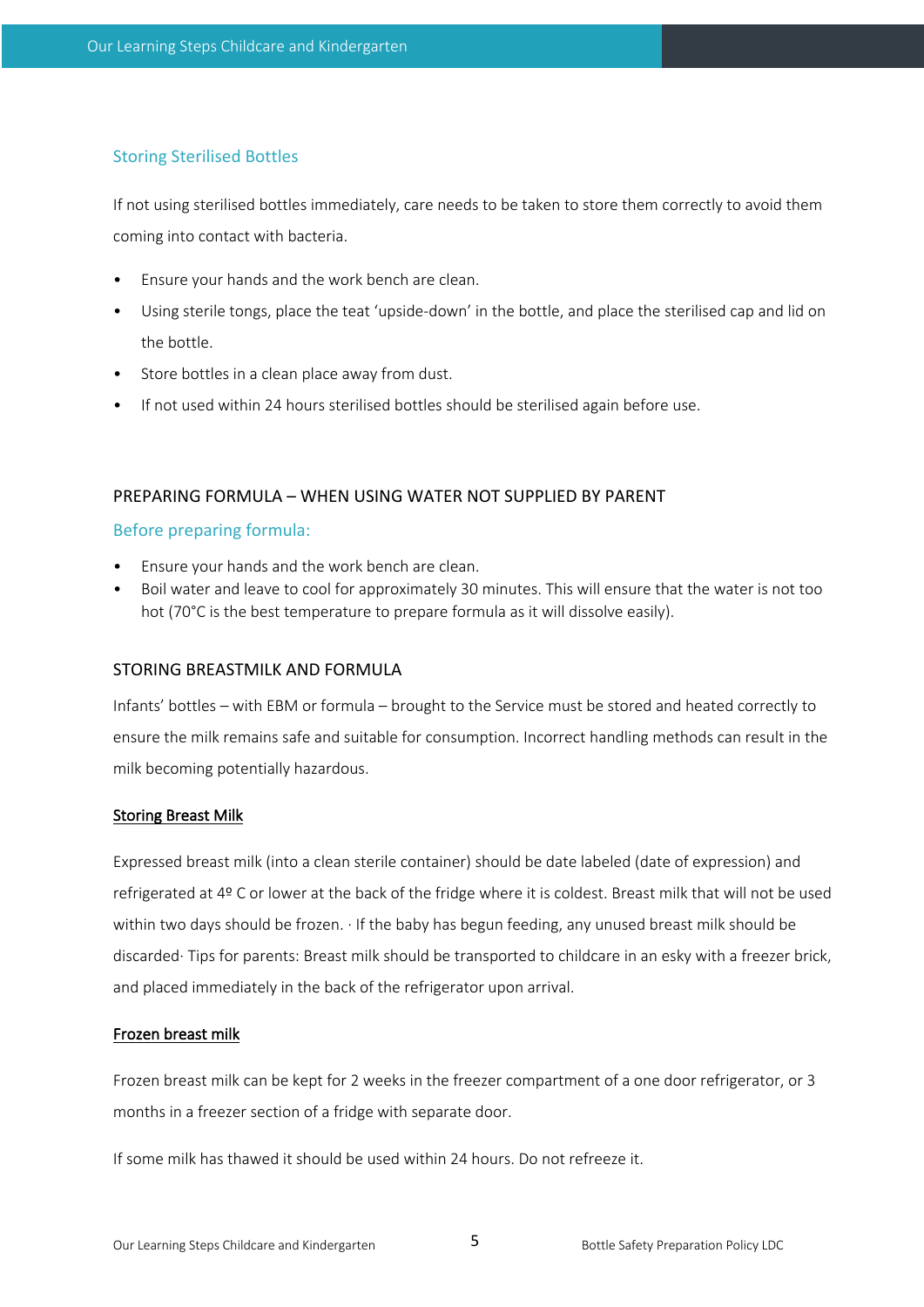### Storing Sterilised Bottles

If not using sterilised bottles immediately, care needs to be taken to store them correctly to avoid them coming into contact with bacteria.

- Ensure your hands and the work bench are clean.
- Using sterile tongs, place the teat 'upside-down' in the bottle, and place the sterilised cap and lid on the bottle.
- Store bottles in a clean place away from dust.
- If not used within 24 hours sterilised bottles should be sterilised again before use.

## PREPARING FORMULA – WHEN USING WATER NOT SUPPLIED BY PARENT

### Before preparing formula:

- Ensure your hands and the work bench are clean.
- Boil water and leave to cool for approximately 30 minutes. This will ensure that the water is not too hot (70°C is the best temperature to prepare formula as it will dissolve easily).

## STORING BREASTMILK AND FORMULA

Infants' bottles – with EBM or formula – brought to the Service must be stored and heated correctly to ensure the milk remains safe and suitable for consumption. Incorrect handling methods can result in the milk becoming potentially hazardous.

### Storing Breast Milk

Expressed breast milk (into a clean sterile container) should be date labeled (date of expression) and refrigerated at 4º C or lower at the back of the fridge where it is coldest. Breast milk that will not be used within two days should be frozen. · If the baby has begun feeding, any unused breast milk should be discarded· Tips for parents: Breast milk should be transported to childcare in an esky with a freezer brick, and placed immediately in the back of the refrigerator upon arrival.

### Frozen breast milk

Frozen breast milk can be kept for 2 weeks in the freezer compartment of a one door refrigerator, or 3 months in a freezer section of a fridge with separate door.

If some milk has thawed it should be used within 24 hours. Do not refreeze it.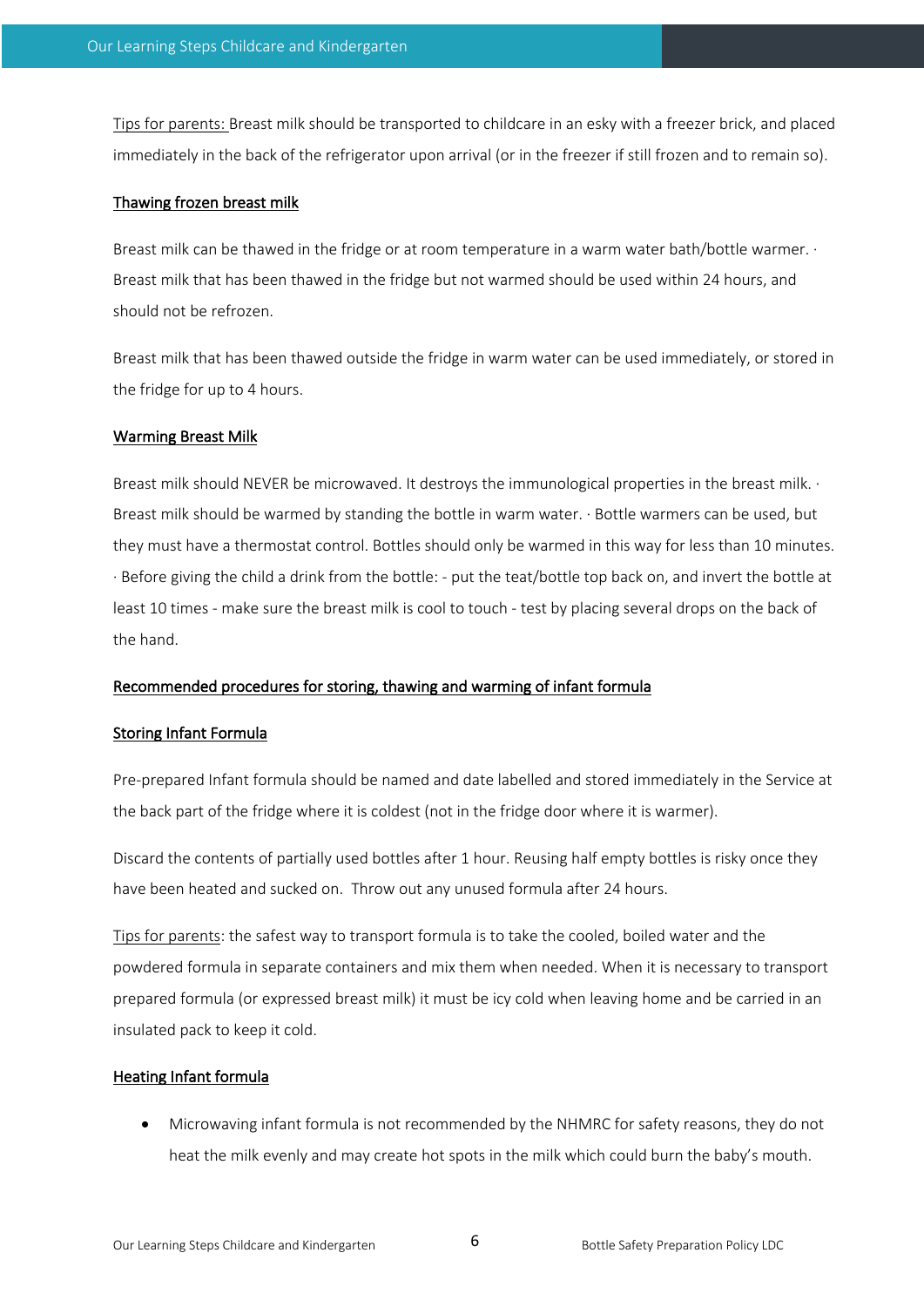Tips for parents: Breast milk should be transported to childcare in an esky with a freezer brick, and placed immediately in the back of the refrigerator upon arrival (or in the freezer if still frozen and to remain so).

### Thawing frozen breast milk

Breast milk can be thawed in the fridge or at room temperature in a warm water bath/bottle warmer. · Breast milk that has been thawed in the fridge but not warmed should be used within 24 hours, and should not be refrozen.

Breast milk that has been thawed outside the fridge in warm water can be used immediately, or stored in the fridge for up to 4 hours.

### Warming Breast Milk

Breast milk should NEVER be microwaved. It destroys the immunological properties in the breast milk. · Breast milk should be warmed by standing the bottle in warm water. · Bottle warmers can be used, but they must have a thermostat control. Bottles should only be warmed in this way for less than 10 minutes. · Before giving the child a drink from the bottle: - put the teat/bottle top back on, and invert the bottle at least 10 times - make sure the breast milk is cool to touch - test by placing several drops on the back of the hand.

### Recommended procedures for storing, thawing and warming of infant formula

### Storing Infant Formula

Pre-prepared Infant formula should be named and date labelled and stored immediately in the Service at the back part of the fridge where it is coldest (not in the fridge door where it is warmer).

Discard the contents of partially used bottles after 1 hour. Reusing half empty bottles is risky once they have been heated and sucked on. Throw out any unused formula after 24 hours.

Tips for parents: the safest way to transport formula is to take the cooled, boiled water and the powdered formula in separate containers and mix them when needed. When it is necessary to transport prepared formula (or expressed breast milk) it must be icy cold when leaving home and be carried in an insulated pack to keep it cold.

### Heating Infant formula

- Microwaving infant formula is not recommended by the NHMRC for safety reasons, they do not heat the milk evenly and may create hot spots in the milk which could burn the baby's mouth.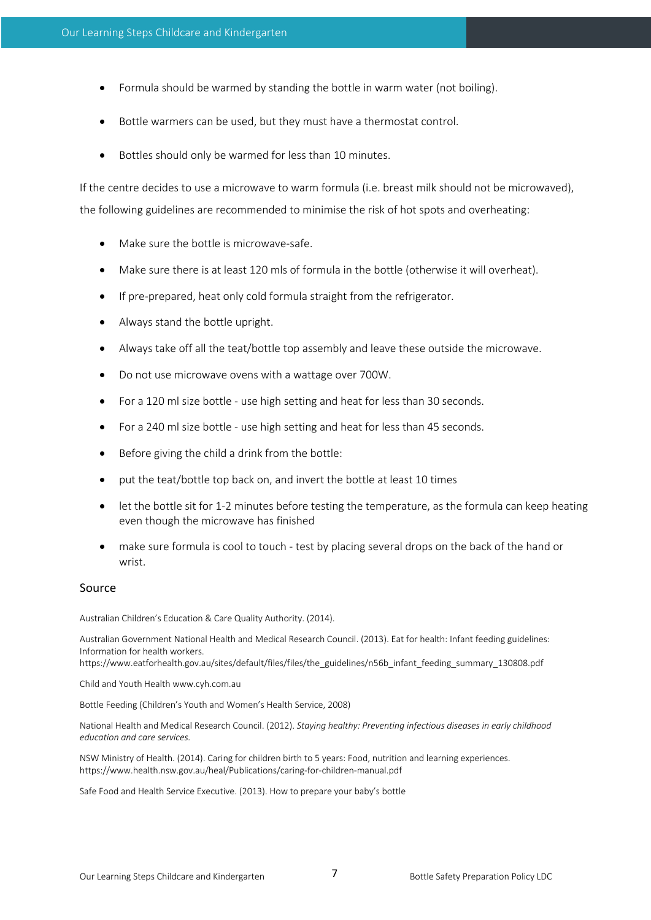- Formula should be warmed by standing the bottle in warm water (not boiling).
- Bottle warmers can be used, but they must have a thermostat control.
- Bottles should only be warmed for less than 10 minutes.

If the centre decides to use a microwave to warm formula (i.e. breast milk should not be microwaved), the following guidelines are recommended to minimise the risk of hot spots and overheating:

- Make sure the bottle is microwave-safe.
- Make sure there is at least 120 mls of formula in the bottle (otherwise it will overheat).
- If pre-prepared, heat only cold formula straight from the refrigerator.
- Always stand the bottle upright.
- Always take off all the teat/bottle top assembly and leave these outside the microwave.
- Do not use microwave ovens with a wattage over 700W.
- For a 120 ml size bottle - use high setting and heat for less than 30 seconds.
- For a 240 ml size bottle - use high setting and heat for less than 45 seconds.
- Before giving the child a drink from the bottle:
- put the teat/bottle top back on, and invert the bottle at least 10 times
- let the bottle sit for 1-2 minutes before testing the temperature, as the formula can keep heating even though the microwave has finished
- make sure formula is cool to touch - test by placing several drops on the back of the hand or wrist.

## Source

Australian Children's Education & Care Quality Authority. (2014).

Australian Government National Health and Medical Research Council. (2013). Eat for health: Infant feeding guidelines: Information for health workers.
https://www.eatforhealth.gov.au/sites/default/files/files/the_guidelines/n56b_infant_feeding_summary_130808.pdf

Child and Youth Health www.cyh.com.au

Bottle Feeding (Children's Youth and Women's Health Service, 2008)

National Health and Medical Research Council. (2012). *Staying healthy: Preventing infectious diseases in early childhood education and care services.*

NSW Ministry of Health. (2014). Caring for children birth to 5 years: Food, nutrition and learning experiences. https://www.health.nsw.gov.au/heal/Publications/caring-for-children-manual.pdf

Safe Food and Health Service Executive. (2013). How to prepare your baby's bottle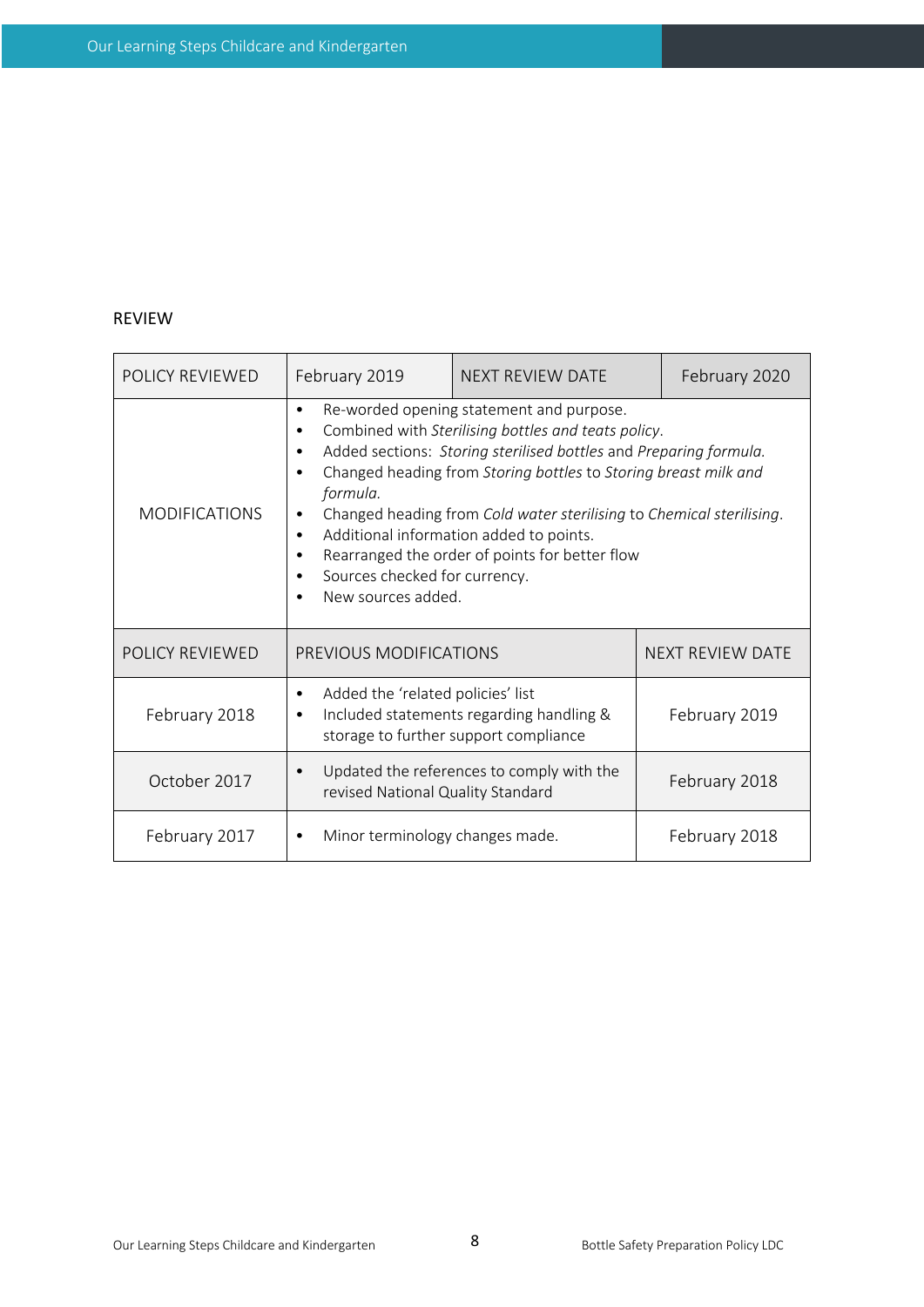REVIEW

| POLICY REVIEWED | February 2019 | NEXT REVIEW DATE | February 2020 |
|---|---|---|---|
| MODIFICATIONS | • Re-worded opening statement and purpose.<br>• Combined with *Sterilising bottles and teats policy*.<br>• Added sections: *Storing sterilised bottles* and *Preparing formula.*<br>• Changed heading from *Storing bottles* to *Storing breast milk and formula.*<br>• Changed heading from *Cold water sterilising* to *Chemical sterilising*.<br>• Additional information added to points.<br>• Rearranged the order of points for better flow<br>• Sources checked for currency.<br>• New sources added. | | |

| POLICY REVIEWED | PREVIOUS MODIFICATIONS | NEXT REVIEW DATE |
|---|---|---|
| February 2018 | • Added the 'related policies' list<br>• Included statements regarding handling & storage to further support compliance | February 2019 |
| October 2017 | • Updated the references to comply with the revised National Quality Standard | February 2018 |
| February 2017 | • Minor terminology changes made. | February 2018 |